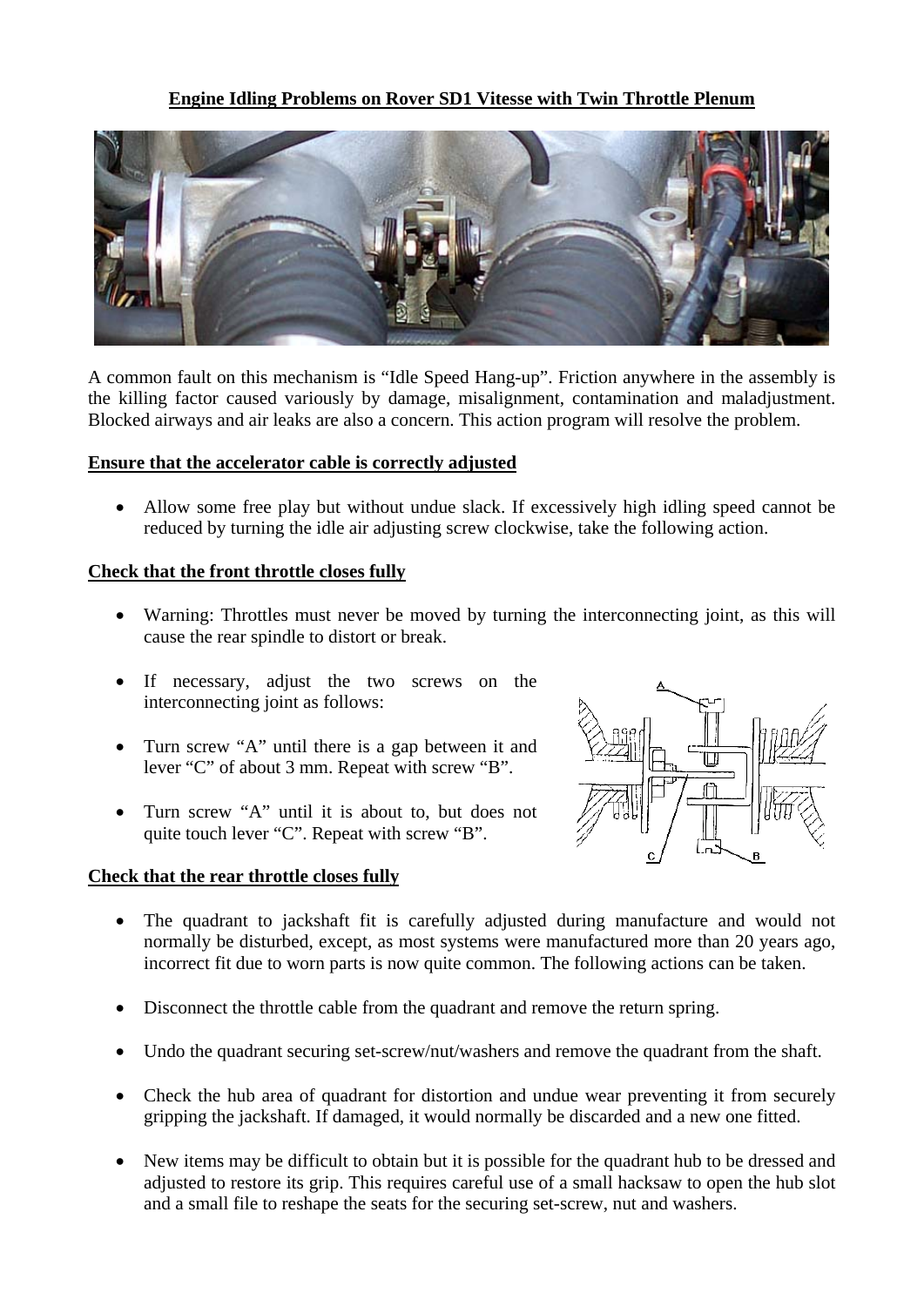**Engine Idling Problems on Rover SD1 Vitesse with Twin Throttle Plenum**

A common fault on this mechanism is "Idle Speed Hang-up". Friction anywhere in the assembly is the killing factor caused variously by damage, misalignment, contamination and maladjustment. Blocked airways and air leaks are also a concern. This action program will resolve the problem.

**Ensure that the accelerator cable is correctly adjusted**

- Allow some free play but without undue slack. If excessively high idling speed cannot be reduced by turning the idle air adjusting screw clockwise, take the following action.

**Check that the front throttle closes fully**

- Warning: Throttles must never be moved by turning the interconnecting joint, as this will cause the rear spindle to distort or break.
- If necessary, adjust the two screws on the interconnecting joint as follows:
- Turn screw "A" until there is a gap between it and lever "C" of about 3 mm. Repeat with screw "B".
- Turn screw "A" until it is about to, but does not quite touch lever "C". Repeat with screw "B".

**Check that the rear throttle closes fully**

- The quadrant to jackshaft fit is carefully adjusted during manufacture and would not normally be disturbed, except, as most systems were manufactured more than 20 years ago, incorrect fit due to worn parts is now quite common. The following actions can be taken.
- Disconnect the throttle cable from the quadrant and remove the return spring.
- Undo the quadrant securing set-screw/nut/washers and remove the quadrant from the shaft.
- Check the hub area of quadrant for distortion and undue wear preventing it from securely gripping the jackshaft. If damaged, it would normally be discarded and a new one fitted.
- New items may be difficult to obtain but it is possible for the quadrant hub to be dressed and adjusted to restore its grip. This requires careful use of a small hacksaw to open the hub slot and a small file to reshape the seats for the securing set-screw, nut and washers.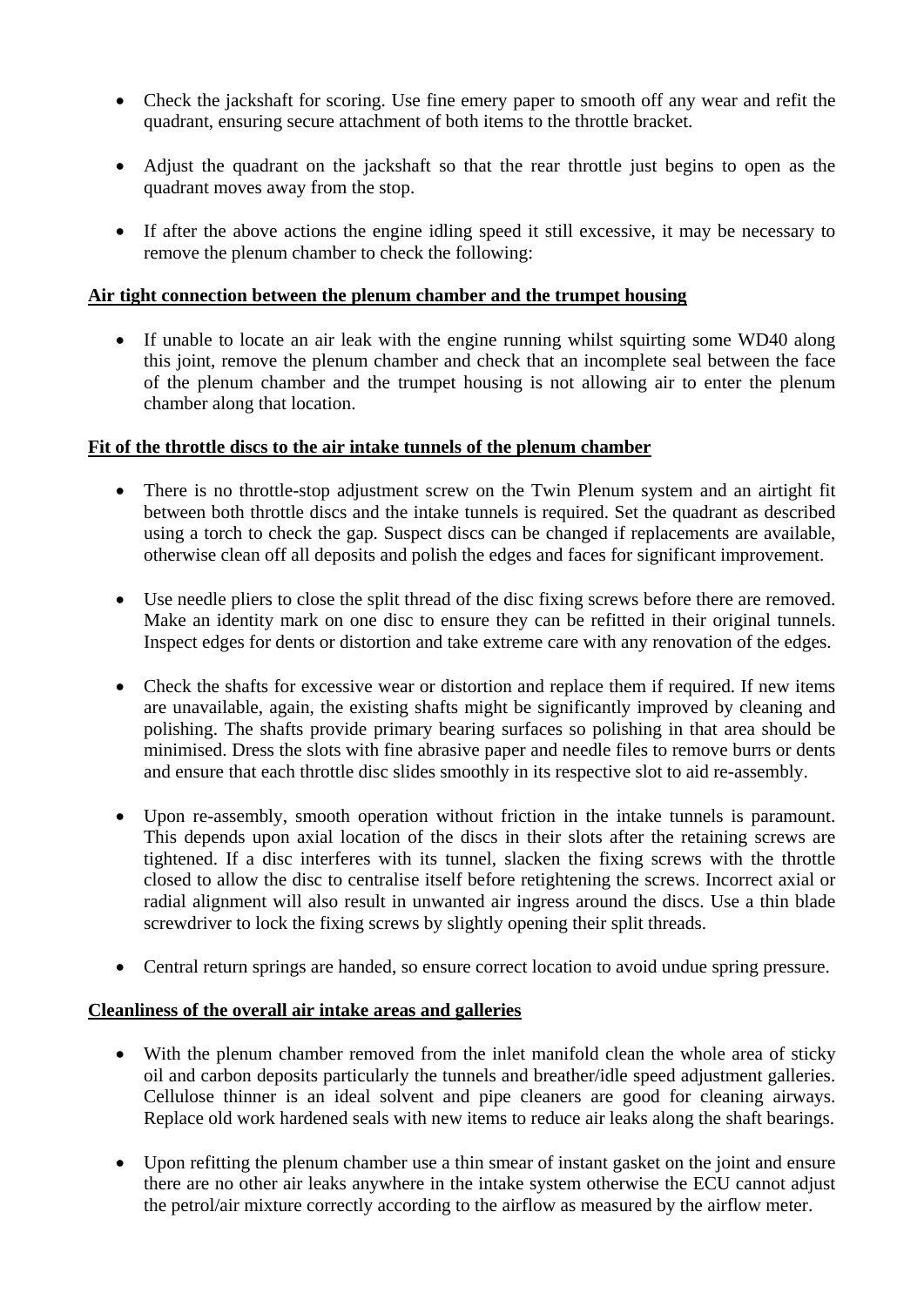- Check the jackshaft for scoring. Use fine emery paper to smooth off any wear and refit the quadrant, ensuring secure attachment of both items to the throttle bracket.

- Adjust the quadrant on the jackshaft so that the rear throttle just begins to open as the quadrant moves away from the stop.

- If after the above actions the engine idling speed it still excessive, it may be necessary to remove the plenum chamber to check the following:

**Air tight connection between the plenum chamber and the trumpet housing**

- If unable to locate an air leak with the engine running whilst squirting some WD40 along this joint, remove the plenum chamber and check that an incomplete seal between the face of the plenum chamber and the trumpet housing is not allowing air to enter the plenum chamber along that location.

**Fit of the throttle discs to the air intake tunnels of the plenum chamber**

- There is no throttle-stop adjustment screw on the Twin Plenum system and an airtight fit between both throttle discs and the intake tunnels is required. Set the quadrant as described using a torch to check the gap. Suspect discs can be changed if replacements are available, otherwise clean off all deposits and polish the edges and faces for significant improvement.

- Use needle pliers to close the split thread of the disc fixing screws before there are removed. Make an identity mark on one disc to ensure they can be refitted in their original tunnels. Inspect edges for dents or distortion and take extreme care with any renovation of the edges.

- Check the shafts for excessive wear or distortion and replace them if required. If new items are unavailable, again, the existing shafts might be significantly improved by cleaning and polishing. The shafts provide primary bearing surfaces so polishing in that area should be minimised. Dress the slots with fine abrasive paper and needle files to remove burrs or dents and ensure that each throttle disc slides smoothly in its respective slot to aid re-assembly.

- Upon re-assembly, smooth operation without friction in the intake tunnels is paramount. This depends upon axial location of the discs in their slots after the retaining screws are tightened. If a disc interferes with its tunnel, slacken the fixing screws with the throttle closed to allow the disc to centralise itself before retightening the screws. Incorrect axial or radial alignment will also result in unwanted air ingress around the discs. Use a thin blade screwdriver to lock the fixing screws by slightly opening their split threads.

- Central return springs are handed, so ensure correct location to avoid undue spring pressure.

**Cleanliness of the overall air intake areas and galleries**

- With the plenum chamber removed from the inlet manifold clean the whole area of sticky oil and carbon deposits particularly the tunnels and breather/idle speed adjustment galleries. Cellulose thinner is an ideal solvent and pipe cleaners are good for cleaning airways. Replace old work hardened seals with new items to reduce air leaks along the shaft bearings.

- Upon refitting the plenum chamber use a thin smear of instant gasket on the joint and ensure there are no other air leaks anywhere in the intake system otherwise the ECU cannot adjust the petrol/air mixture correctly according to the airflow as measured by the airflow meter.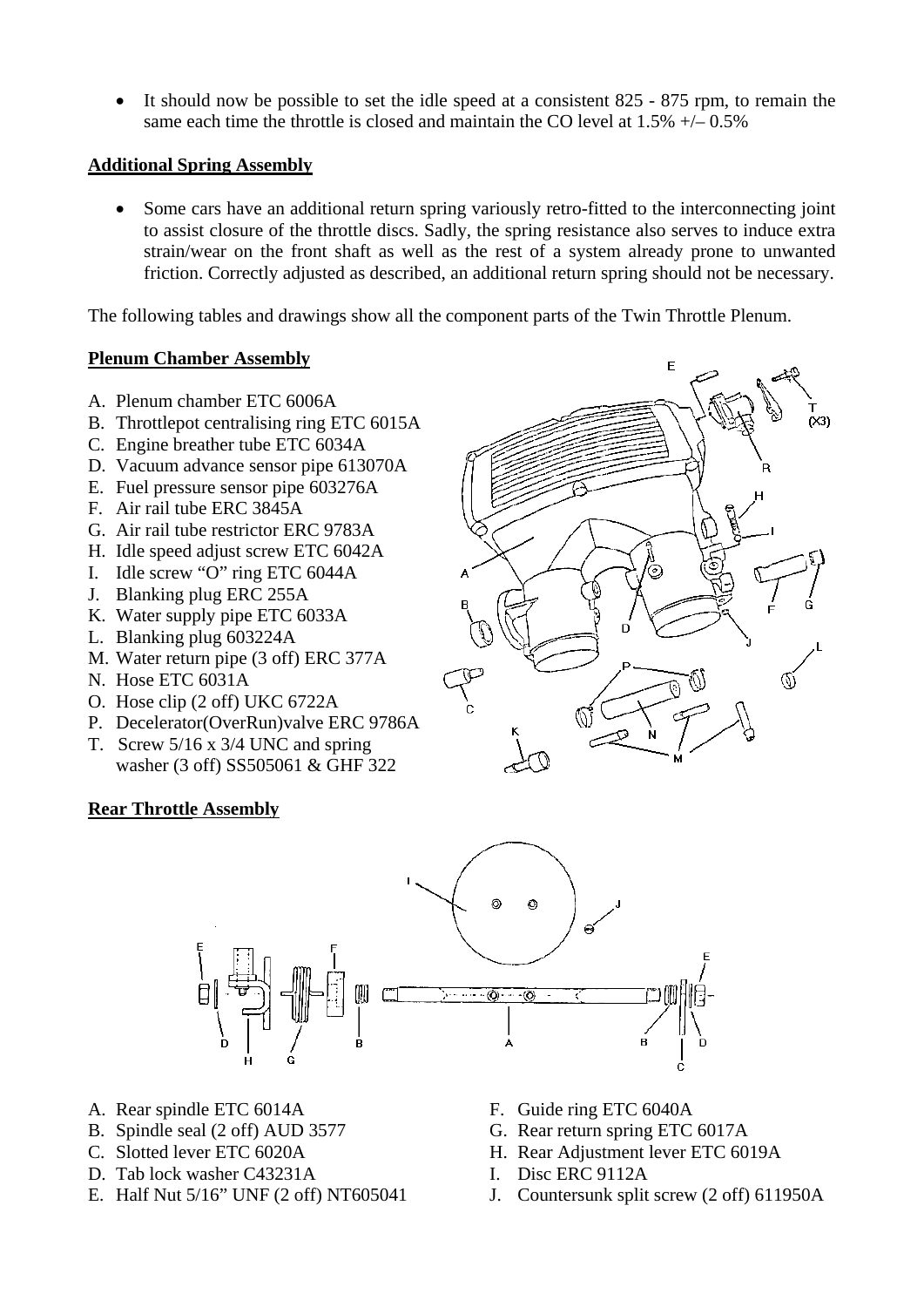- It should now be possible to set the idle speed at a consistent 825 - 875 rpm, to remain the same each time the throttle is closed and maintain the CO level at 1.5% +/– 0.5%

**Additional Spring Assembly**

- Some cars have an additional return spring variously retro-fitted to the interconnecting joint to assist closure of the throttle discs. Sadly, the spring resistance also serves to induce extra strain/wear on the front shaft as well as the rest of a system already prone to unwanted friction. Correctly adjusted as described, an additional return spring should not be necessary.

The following tables and drawings show all the component parts of the Twin Throttle Plenum.

**Plenum Chamber Assembly**

A. Plenum chamber ETC 6006A
B. Throttlepot centralising ring ETC 6015A
C. Engine breather tube ETC 6034A
D. Vacuum advance sensor pipe 613070A
E. Fuel pressure sensor pipe 603276A
F. Air rail tube ERC 3845A
G. Air rail tube restrictor ERC 9783A
H. Idle speed adjust screw ETC 6042A
I. Idle screw "O" ring ETC 6044A
J. Blanking plug ERC 255A
K. Water supply pipe ETC 6033A
L. Blanking plug 603224A
M. Water return pipe (3 off) ERC 377A
N. Hose ETC 6031A
O. Hose clip (2 off) UKC 6722A
P. Decelerator(OverRun)valve ERC 9786A
T. Screw 5/16 x 3/4 UNC and spring washer (3 off) SS505061 & GHF 322

**Rear Throttle Assembly**

A. Rear spindle ETC 6014A
B. Spindle seal (2 off) AUD 3577
C. Slotted lever ETC 6020A
D. Tab lock washer C43231A
E. Half Nut 5/16" UNF (2 off) NT605041
F. Guide ring ETC 6040A
G. Rear return spring ETC 6017A
H. Rear Adjustment lever ETC 6019A
I. Disc ERC 9112A
J. Countersunk split screw (2 off) 611950A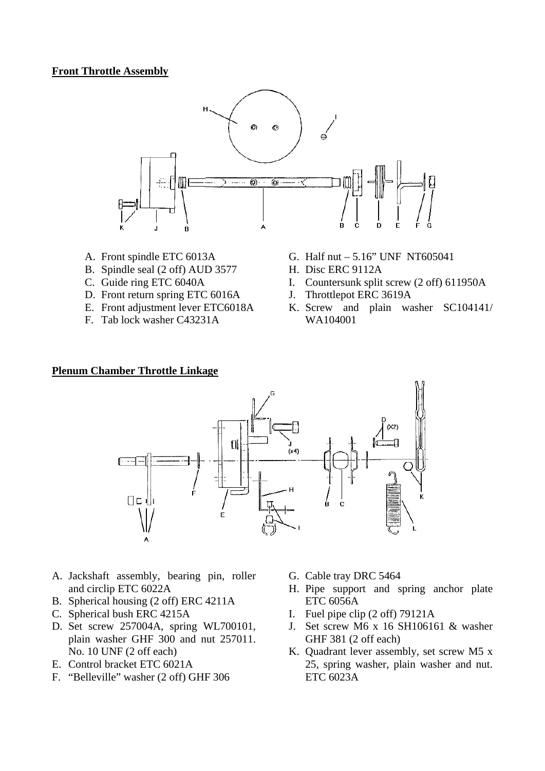**Front Throttle Assembly**

A. Front spindle ETC 6013A
B. Spindle seal (2 off) AUD 3577
C. Guide ring ETC 6040A
D. Front return spring ETC 6016A
E. Front adjustment lever ETC6018A
F. Tab lock washer C43231A
G. Half nut – 5.16" UNF NT605041
H. Disc ERC 9112A
I. Countersunk split screw (2 off) 611950A
J. Throttlepot ERC 3619A
K. Screw and plain washer SC104141/ WA104001

**Plenum Chamber Throttle Linkage**

A. Jackshaft assembly, bearing pin, roller and circlip ETC 6022A
B. Spherical housing (2 off) ERC 4211A
C. Spherical bush ERC 4215A
D. Set screw 257004A, spring WL700101, plain washer GHF 300 and nut 257011. No. 10 UNF (2 off each)
E. Control bracket ETC 6021A
F. "Belleville" washer (2 off) GHF 306
G. Cable tray DRC 5464
H. Pipe support and spring anchor plate ETC 6056A
I. Fuel pipe clip (2 off) 79121A
J. Set screw M6 x 16 SH106161 & washer GHF 381 (2 off each)
K. Quadrant lever assembly, set screw M5 x 25, spring washer, plain washer and nut. ETC 6023A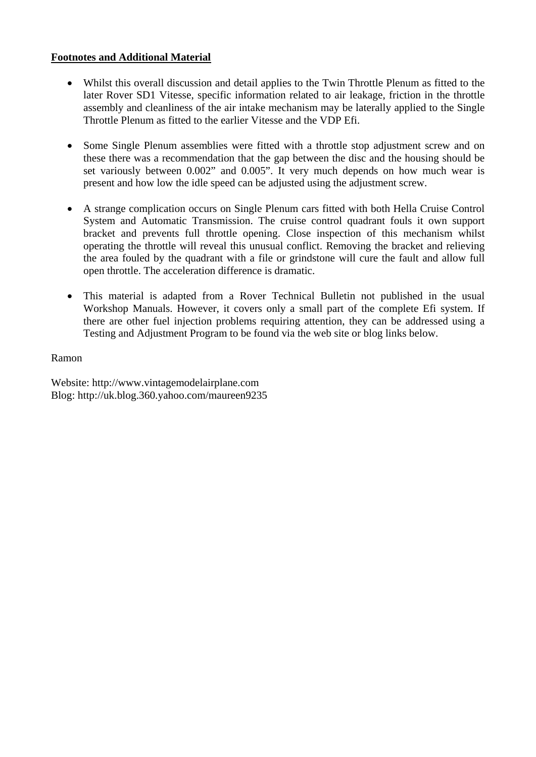**Footnotes and Additional Material**

- Whilst this overall discussion and detail applies to the Twin Throttle Plenum as fitted to the later Rover SD1 Vitesse, specific information related to air leakage, friction in the throttle assembly and cleanliness of the air intake mechanism may be laterally applied to the Single Throttle Plenum as fitted to the earlier Vitesse and the VDP Efi.

- Some Single Plenum assemblies were fitted with a throttle stop adjustment screw and on these there was a recommendation that the gap between the disc and the housing should be set variously between 0.002" and 0.005". It very much depends on how much wear is present and how low the idle speed can be adjusted using the adjustment screw.

- A strange complication occurs on Single Plenum cars fitted with both Hella Cruise Control System and Automatic Transmission. The cruise control quadrant fouls it own support bracket and prevents full throttle opening. Close inspection of this mechanism whilst operating the throttle will reveal this unusual conflict. Removing the bracket and relieving the area fouled by the quadrant with a file or grindstone will cure the fault and allow full open throttle. The acceleration difference is dramatic.

- This material is adapted from a Rover Technical Bulletin not published in the usual Workshop Manuals. However, it covers only a small part of the complete Efi system. If there are other fuel injection problems requiring attention, they can be addressed using a Testing and Adjustment Program to be found via the web site or blog links below.

Ramon

Website: http://www.vintagemodelairplane.com
Blog: http://uk.blog.360.yahoo.com/maureen9235